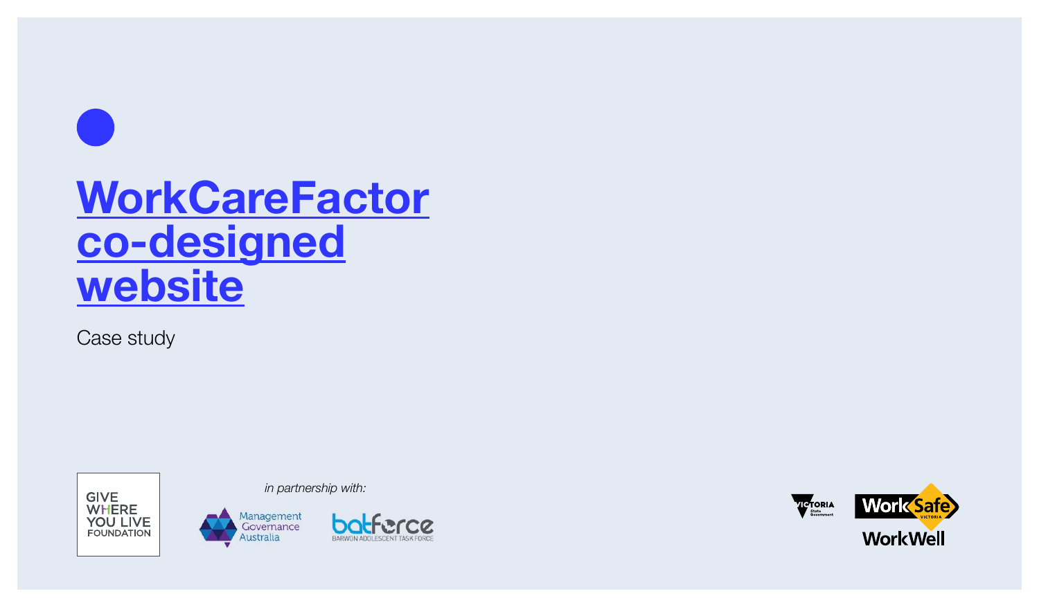# WorkCareFactor co-designed website

Case study

GIVE WHERE YOU LIVE FOUNDATION

*in partnership with:*

Management Governance Australia

batforce BARWON ADOLESCENT TASK FORCE

VICTORIA State Government

WorkSafe VICTORIA

WorkWell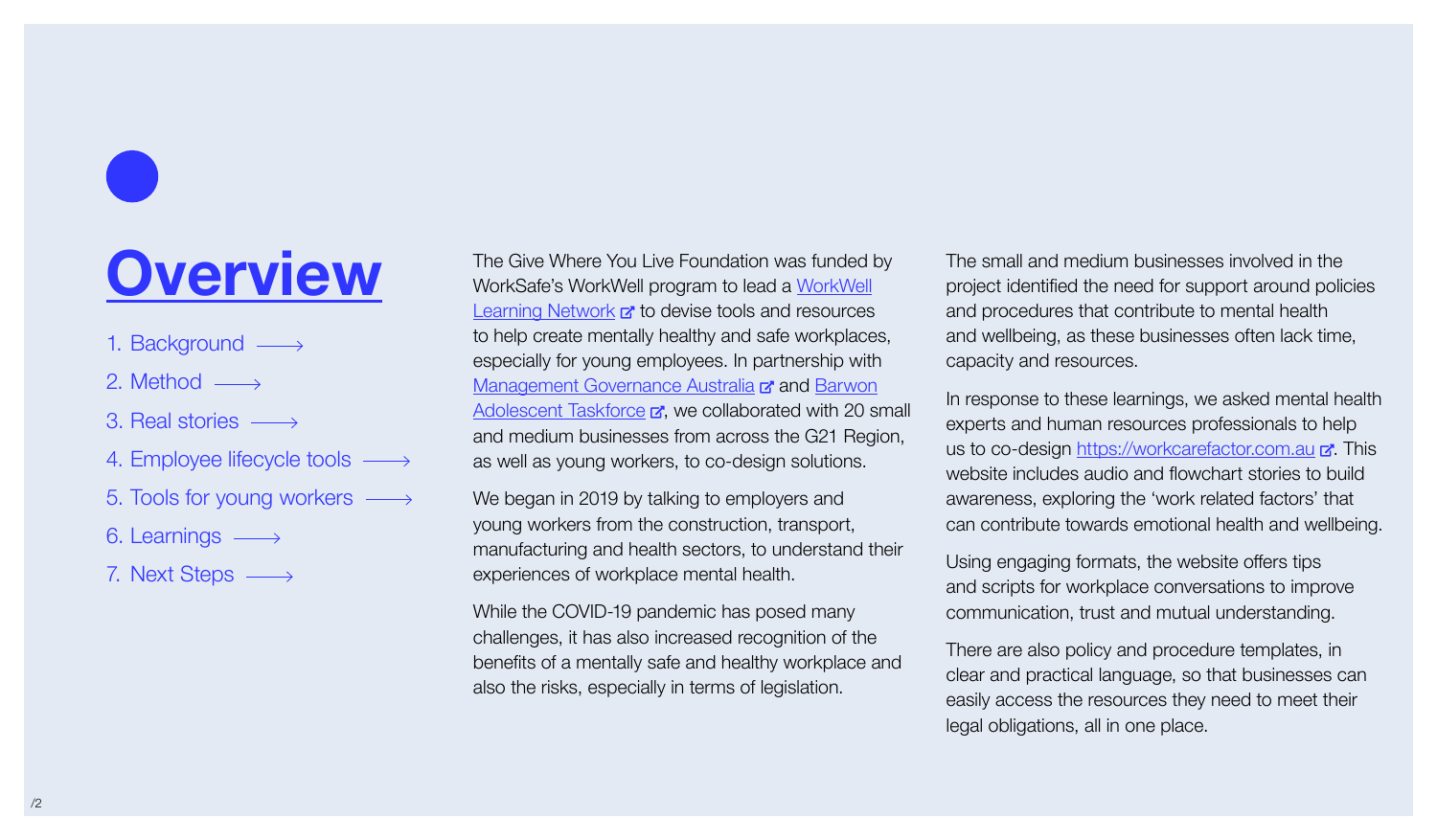# Overview

1. Background
2. Method
3. Real stories
4. Employee lifecycle tools
5. Tools for young workers
6. Learnings
7. Next Steps

The Give Where You Live Foundation was funded by WorkSafe's WorkWell program to lead a WorkWell Learning Network to devise tools and resources to help create mentally healthy and safe workplaces, especially for young employees. In partnership with Management Governance Australia and Barwon Adolescent Taskforce, we collaborated with 20 small and medium businesses from across the G21 Region, as well as young workers, to co-design solutions.

We began in 2019 by talking to employers and young workers from the construction, transport, manufacturing and health sectors, to understand their experiences of workplace mental health.

While the COVID-19 pandemic has posed many challenges, it has also increased recognition of the benefits of a mentally safe and healthy workplace and also the risks, especially in terms of legislation.

The small and medium businesses involved in the project identified the need for support around policies and procedures that contribute to mental health and wellbeing, as these businesses often lack time, capacity and resources.

In response to these learnings, we asked mental health experts and human resources professionals to help us to co-design https://workcarefactor.com.au. This website includes audio and flowchart stories to build awareness, exploring the 'work related factors' that can contribute towards emotional health and wellbeing.

Using engaging formats, the website offers tips and scripts for workplace conversations to improve communication, trust and mutual understanding.

There are also policy and procedure templates, in clear and practical language, so that businesses can easily access the resources they need to meet their legal obligations, all in one place.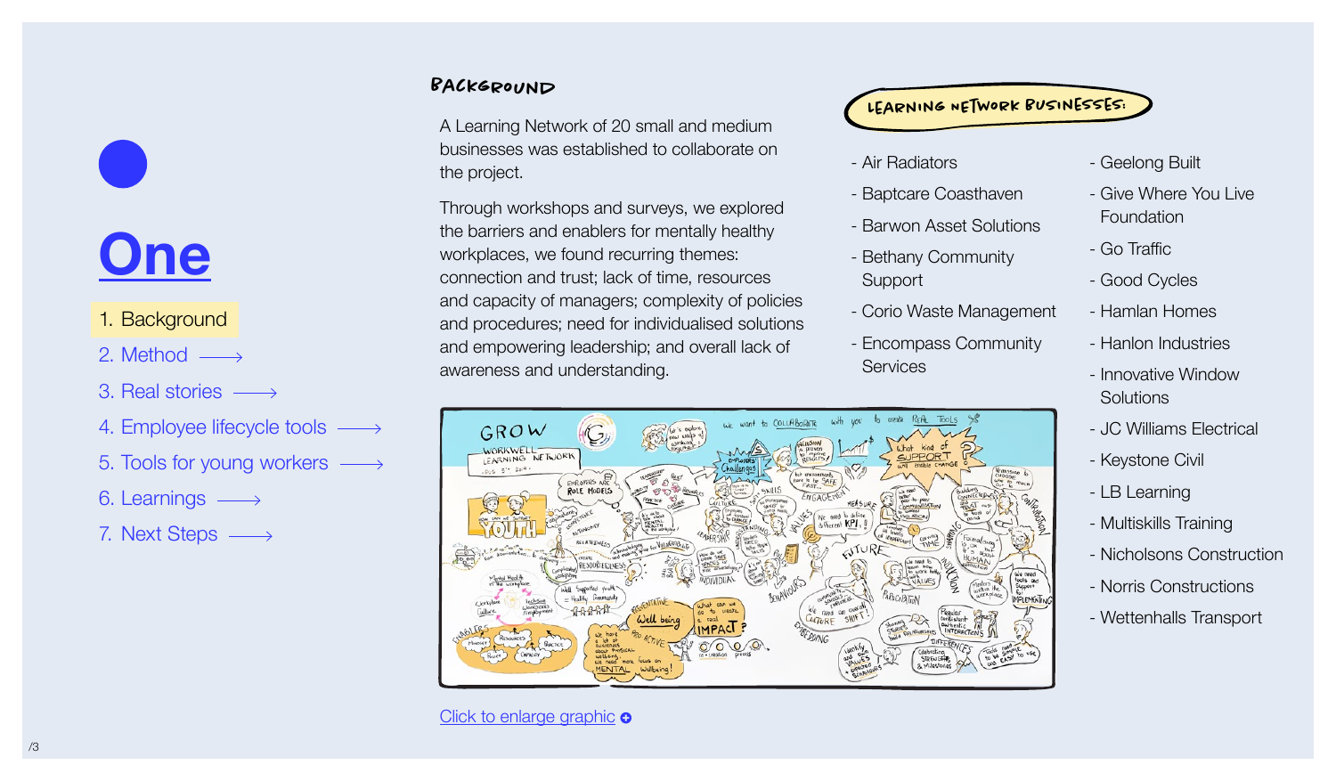# One

1. Background
2. Method
3. Real stories
4. Employee lifecycle tools
5. Tools for young workers
6. Learnings
7. Next Steps

## Background

A Learning Network of 20 small and medium businesses was established to collaborate on the project.

Through workshops and surveys, we explored the barriers and enablers for mentally healthy workplaces, we found recurring themes: connection and trust; lack of time, resources and capacity of managers; complexity of policies and procedures; need for individualised solutions and empowering leadership; and overall lack of awareness and understanding.

[Click to enlarge graphic](#)

## Learning Network Businesses:

- Air Radiators
- Baptcare Coasthaven
- Barwon Asset Solutions
- Bethany Community Support
- Corio Waste Management
- Encompass Community Services
- Geelong Built
- Give Where You Live Foundation
- Go Traffic
- Good Cycles
- Hamlan Homes
- Hanlon Industries
- Innovative Window Solutions
- JC Williams Electrical
- Keystone Civil
- LB Learning
- Multiskills Training
- Nicholsons Construction
- Norris Constructions
- Wettenhalls Transport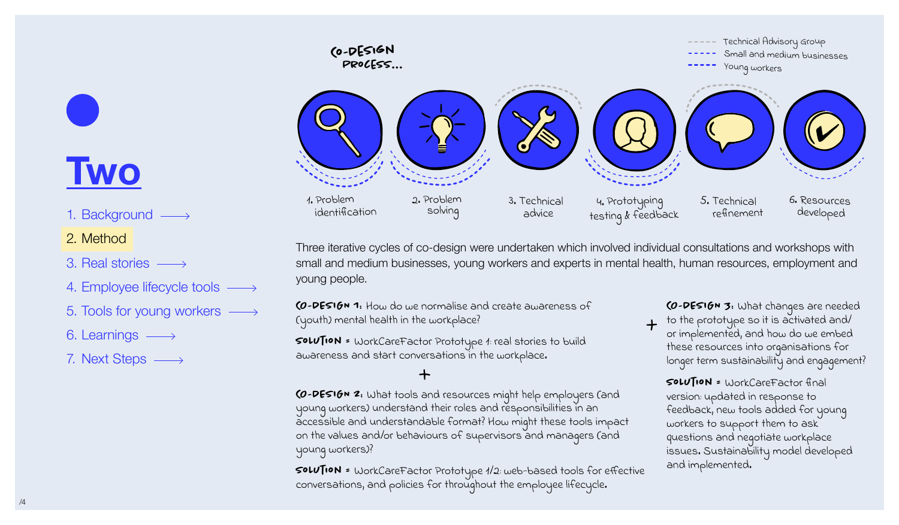# Two

1. Background
2. Method
3. Real stories
4. Employee lifecycle tools
5. Tools for young workers
6. Learnings
7. Next Steps

**CO-DESIGN PROCESS...**

- Technical Advisory Group
- Small and medium businesses
- Young workers

1. Problem identification
2. Problem solving
3. Technical advice
4. Prototyping testing & feedback
5. Technical refinement
6. Resources developed

Three iterative cycles of co-design were undertaken which involved individual consultations and workshops with small and medium businesses, young workers and experts in mental health, human resources, employment and young people.

**CO-DESIGN 1:** How do we normalise and create awareness of (youth) mental health in the workplace?

**SOLUTION** = WorkCareFactor Prototype 1: real stories to build awareness and start conversations in the workplace.

+

**CO-DESIGN 2:** What tools and resources might help employers (and young workers) understand their roles and responsibilities in an accessible and understandable format? How might these tools impact on the values and/or behaviours of supervisors and managers (and young workers)?

**SOLUTION** = WorkCareFactor Prototype 1/2: web-based tools for effective conversations, and policies for throughout the employee lifecycle.

+

**CO-DESIGN 3:** What changes are needed to the prototype so it is activated and/or implemented, and how do we embed these resources into organisations for longer term sustainability and engagement?

**SOLUTION** = WorkCareFactor final version: updated in response to feedback, new tools added for young workers to support them to ask questions and negotiate workplace issues. Sustainability model developed and implemented.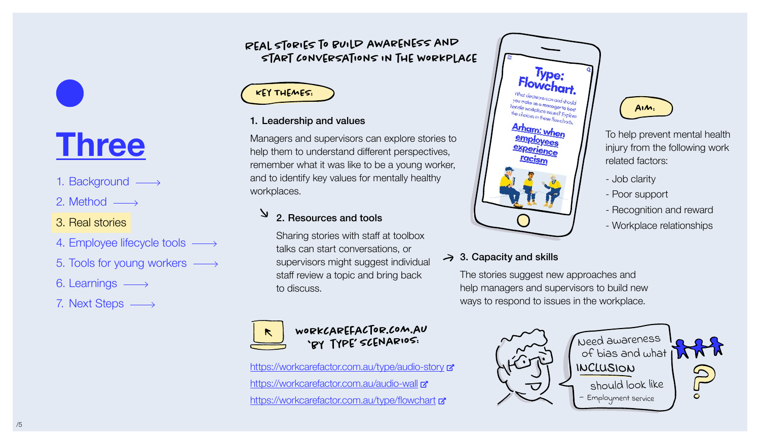# Three

1. Background
2. Method
3. Real stories
4. Employee lifecycle tools
5. Tools for young workers
6. Learnings
7. Next Steps

## REAL STORIES TO BUILD AWARENESS AND START CONVERSATIONS IN THE WORKPLACE

**KEY THEMES:**

### 1. Leadership and values

Managers and supervisors can explore stories to help them to understand different perspectives, remember what it was like to be a young worker, and to identify key values for mentally healthy workplaces.

### 2. Resources and tools

Sharing stories with staff at toolbox talks can start conversations, or supervisors might suggest individual staff review a topic and bring back to discuss.

### 3. Capacity and skills

The stories suggest new approaches and help managers and supervisors to build new ways to respond to issues in the workplace.

**Type: Flowchart.**

What decisions can and should you make as a manager to best handle workplace issues? Explore the choices in these flowcharts.

Arham: when employees experience racism

**AIM:**

To help prevent mental health injury from the following work related factors:

- Job clarity
- Poor support
- Recognition and reward
- Workplace relationships

**WORKCAREFACTOR.COM.AU 'BY TYPE' SCENARIOS:**

https://workcarefactor.com.au/type/audio-story

https://workcarefactor.com.au/audio-wall

https://workcarefactor.com.au/type/flowchart

> Need awareness of bias and what INCLUSION should look like
>
> – Employment service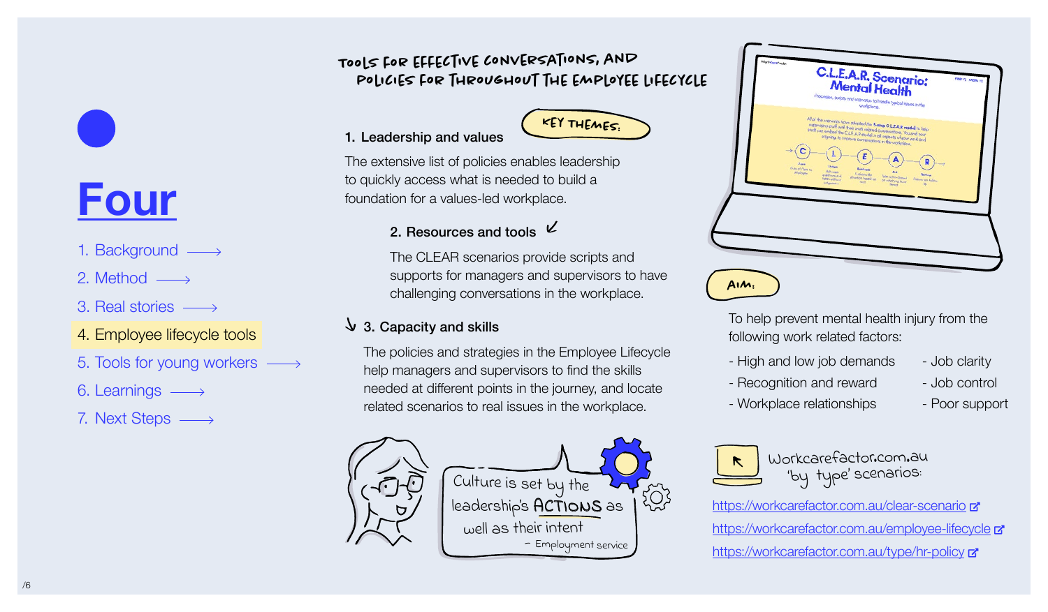# Four

1. Background
2. Method
3. Real stories
4. Employee lifecycle tools
5. Tools for young workers
6. Learnings
7. Next Steps

## Tools for effective conversations, and policies for throughout the employee lifecycle

**Key themes:**

### 1. Leadership and values

The extensive list of policies enables leadership to quickly access what is needed to build a foundation for a values-led workplace.

### 2. Resources and tools

The CLEAR scenarios provide scripts and supports for managers and supervisors to have challenging conversations in the workplace.

### 3. Capacity and skills

The policies and strategies in the Employee Lifecycle help managers and supervisors to find the skills needed at different points in the journey, and locate related scenarios to real issues in the workplace.

> Culture is set by the leadership's ACTIONS as well as their intent
>
> – Employment service

**Aim:**

To help prevent mental health injury from the following work related factors:

- High and low job demands
- Recognition and reward
- Workplace relationships
- Job clarity
- Job control
- Poor support

Workcarefactor.com.au 'by type' scenarios:

- https://workcarefactor.com.au/clear-scenario
- https://workcarefactor.com.au/employee-lifecycle
- https://workcarefactor.com.au/type/hr-policy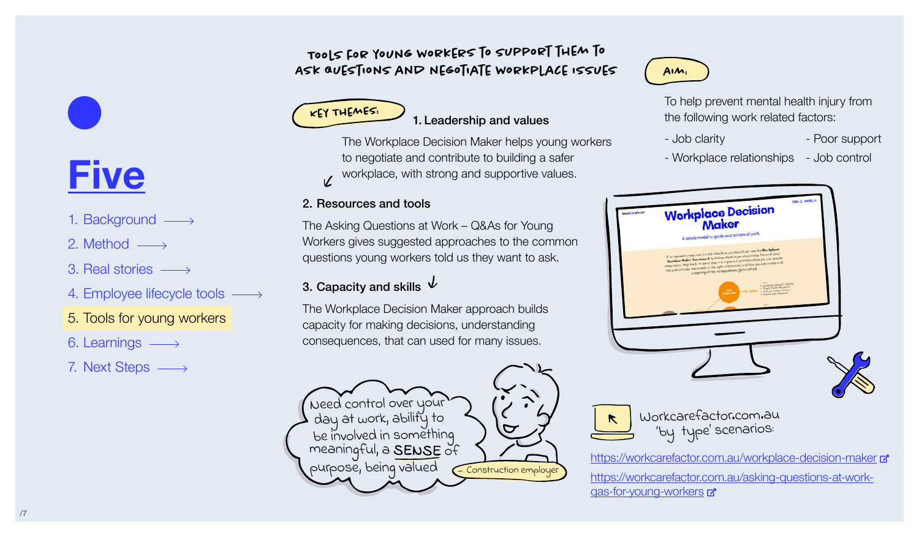# Five

1. Background
2. Method
3. Real stories
4. Employee lifecycle tools
5. Tools for young workers
6. Learnings
7. Next Steps

## TOOLS FOR YOUNG WORKERS TO SUPPORT THEM TO ASK QUESTIONS AND NEGOTIATE WORKPLACE ISSUES

### KEY THEMES:

**1. Leadership and values**

The Workplace Decision Maker helps young workers to negotiate and contribute to building a safer workplace, with strong and supportive values.

**2. Resources and tools**

The Asking Questions at Work – Q&As for Young Workers gives suggested approaches to the common questions young workers told us they want to ask.

**3. Capacity and skills**

The Workplace Decision Maker approach builds capacity for making decisions, understanding consequences, that can used for many issues.

> Need control over your day at work, ability to be involved in something meaningful, a SENSE of purpose, being valued
>
> – Construction employer

### AIM:

To help prevent mental health injury from the following work related factors:

- Job clarity
- Workplace relationships
- Poor support
- Job control

Workcarefactor.com.au 'by type' scenarios:

https://workcarefactor.com.au/workplace-decision-maker

https://workcarefactor.com.au/asking-questions-at-work-qas-for-young-workers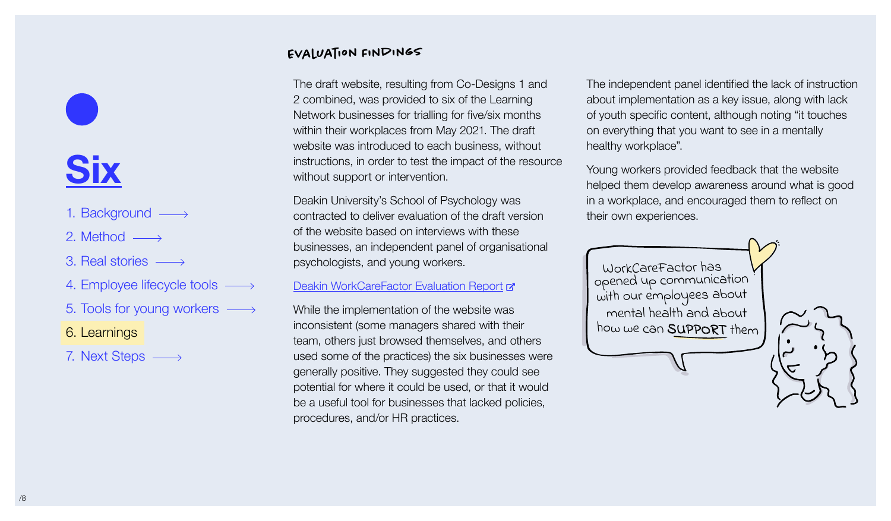# Six

1. Background
2. Method
3. Real stories
4. Employee lifecycle tools
5. Tools for young workers
6. Learnings
7. Next Steps

## EVALUATION FINDINGS

The draft website, resulting from Co-Designs 1 and 2 combined, was provided to six of the Learning Network businesses for trialling for five/six months within their workplaces from May 2021. The draft website was introduced to each business, without instructions, in order to test the impact of the resource without support or intervention.

Deakin University's School of Psychology was contracted to deliver evaluation of the draft version of the website based on interviews with these businesses, an independent panel of organisational psychologists, and young workers.

Deakin WorkCareFactor Evaluation Report

While the implementation of the website was inconsistent (some managers shared with their team, others just browsed themselves, and others used some of the practices) the six businesses were generally positive. They suggested they could see potential for where it could be used, or that it would be a useful tool for businesses that lacked policies, procedures, and/or HR practices.

The independent panel identified the lack of instruction about implementation as a key issue, along with lack of youth specific content, although noting "it touches on everything that you want to see in a mentally healthy workplace".

Young workers provided feedback that the website helped them develop awareness around what is good in a workplace, and encouraged them to reflect on their own experiences.

WorkCareFactor has opened up communication with our employees about mental health and about how we can SUPPORT them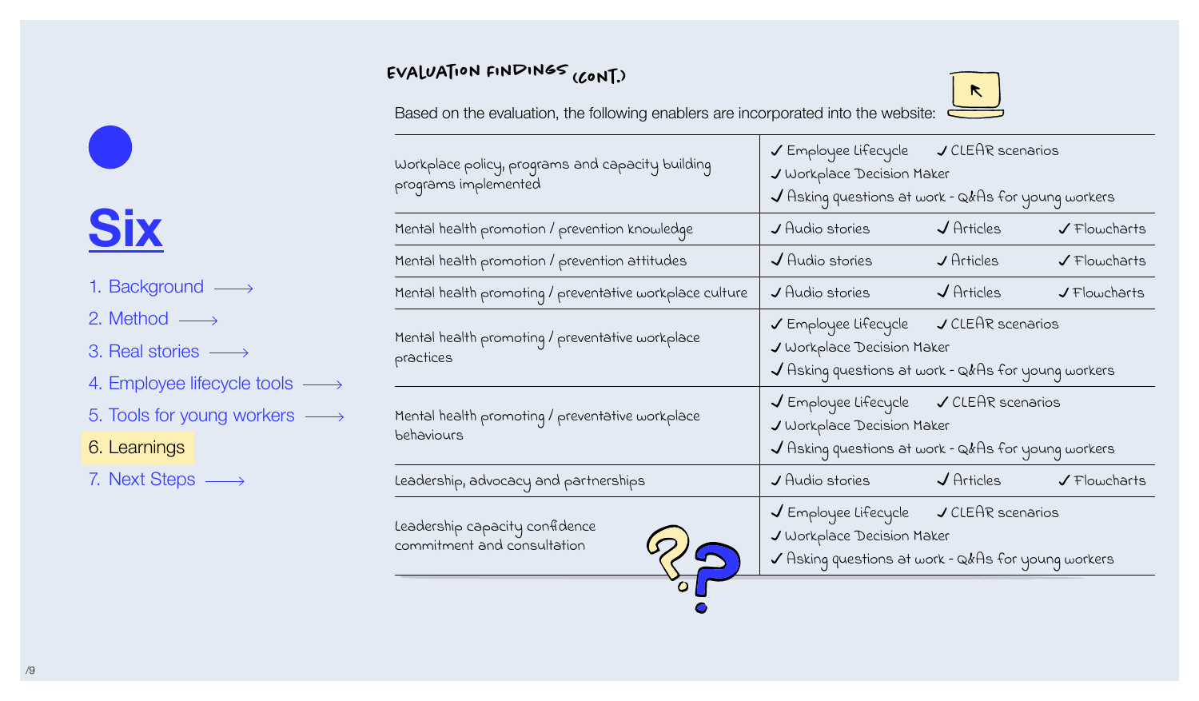# Six

1. Background
2. Method
3. Real stories
4. Employee lifecycle tools
5. Tools for young workers
6. Learnings
7. Next Steps

## EVALUATION FINDINGS (CONT.)

Based on the evaluation, the following enablers are incorporated into the website:

| Enabler | Website features |
| --- | --- |
| Workplace policy, programs and capacity building programs implemented | ✓ Employee Lifecycle ✓ CLEAR scenarios ✓ Workplace Decision Maker ✓ Asking questions at work - Q&As for young workers |
| Mental health promotion / prevention knowledge | ✓ Audio stories ✓ Articles ✓ Flowcharts |
| Mental health promotion / prevention attitudes | ✓ Audio stories ✓ Articles ✓ Flowcharts |
| Mental health promoting / preventative workplace culture | ✓ Audio stories ✓ Articles ✓ Flowcharts |
| Mental health promoting / preventative workplace practices | ✓ Employee Lifecycle ✓ CLEAR scenarios ✓ Workplace Decision Maker ✓ Asking questions at work - Q&As for young workers |
| Mental health promoting / preventative workplace behaviours | ✓ Employee Lifecycle ✓ CLEAR scenarios ✓ Workplace Decision Maker ✓ Asking questions at work - Q&As for young workers |
| Leadership, advocacy and partnerships | ✓ Audio stories ✓ Articles ✓ Flowcharts |
| Leadership capacity confidence commitment and consultation | ✓ Employee Lifecycle ✓ CLEAR scenarios ✓ Workplace Decision Maker ✓ Asking questions at work - Q&As for young workers |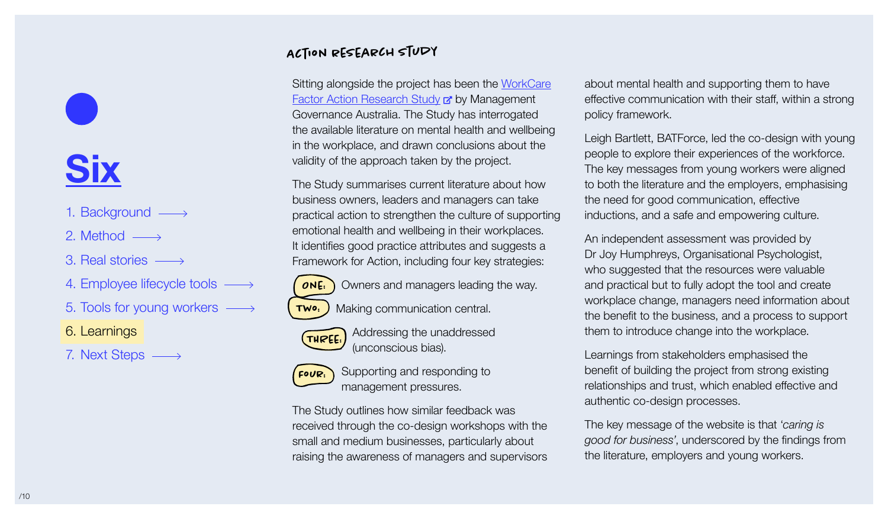# Six

1. Background
2. Method
3. Real stories
4. Employee lifecycle tools
5. Tools for young workers
6. Learnings
7. Next Steps

## ACTION RESEARCH STUDY

Sitting alongside the project has been the [WorkCare Factor Action Research Study]() by Management Governance Australia. The Study has interrogated the available literature on mental health and wellbeing in the workplace, and drawn conclusions about the validity of the approach taken by the project.

The Study summarises current literature about how business owners, leaders and managers can take practical action to strengthen the culture of supporting emotional health and wellbeing in their workplaces. It identifies good practice attributes and suggests a Framework for Action, including four key strategies:

- **ONE:** Owners and managers leading the way.
- **TWO:** Making communication central.
- **THREE:** Addressing the unaddressed (unconscious bias).
- **FOUR:** Supporting and responding to management pressures.

The Study outlines how similar feedback was received through the co-design workshops with the small and medium businesses, particularly about raising the awareness of managers and supervisors about mental health and supporting them to have effective communication with their staff, within a strong policy framework.

Leigh Bartlett, BATForce, led the co-design with young people to explore their experiences of the workforce. The key messages from young workers were aligned to both the literature and the employers, emphasising the need for good communication, effective inductions, and a safe and empowering culture.

An independent assessment was provided by Dr Joy Humphreys, Organisational Psychologist, who suggested that the resources were valuable and practical but to fully adopt the tool and create workplace change, managers need information about the benefit to the business, and a process to support them to introduce change into the workplace.

Learnings from stakeholders emphasised the benefit of building the project from strong existing relationships and trust, which enabled effective and authentic co-design processes.

The key message of the website is that *'caring is good for business'*, underscored by the findings from the literature, employers and young workers.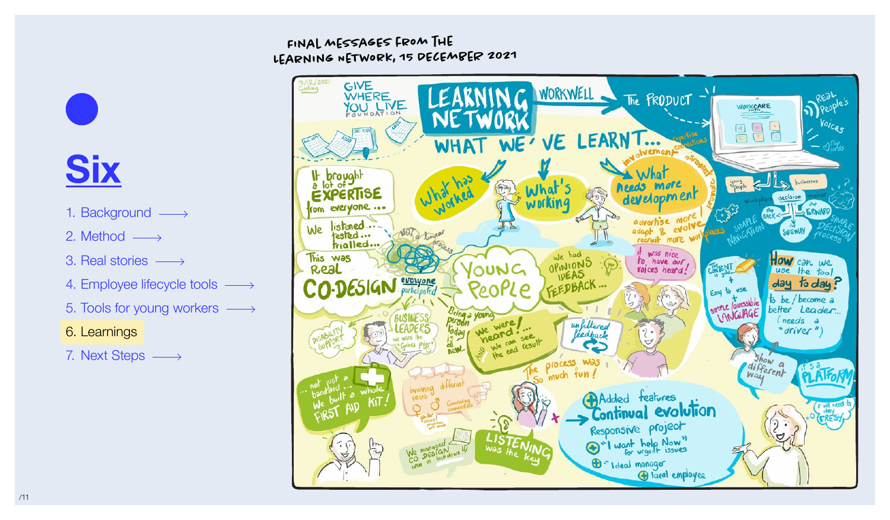# Six

1. Background ⟶
2. Method ⟶
3. Real stories ⟶
4. Employee lifecycle tools ⟶
5. Tools for young workers ⟶
6. Learnings
7. Next Steps ⟶

FINAL MESSAGES FROM THE LEARNING NETWORK, 15 DECEMBER 2021

15/12/2021 Geelong

GIVE WHERE YOU LIVE FOUNDATION

LEARNING NETWORK

WORKWELL ⟶ The PRODUCT

WORKCARE

Real People's Voices

Flip cards

WHAT WE'VE LEARNT...

expertise connections

involvement

interconnect

promote

It brought a lot of EXPERTISE from everyone...

We listened... tested... trialled...

NOT a linear process

This was Real CO-DESIGN

everyone participated

What has worked

What's working

What needs more development

advertise more / adapt & evolve / recruit more workplaces

it was nice to have our voices heard!

YOUNG PEOPLE

We had OPINIONS IDEAS FEEDBACK...

Being a young person today is all new...

We were heard!... AND we can see the end result

unfiltered feedback

BUSINESS LEADERS

we were the "Guinea Pigs"

DISABILITY SUPPORT org.

not just a bandaid... we built a whole FIRST AID KIT!

Involving different voices

gender issues

Generating conversations

perceptions and values

We managed CO DESIGN even in lockdown!!

LISTENING was the key

The process was so much fun!

Added features

Continual evolution

Responsive project

"I want help Now" for urgent issues

Ideal manager

Ideal employee

young people

businesses

workplace

decision maker

step BACK

step FORWARD

the SIDEWAY

SIMPLE NAVIGATION

SIMPLE DECISION process

The CONTENT is gold...

Easy to use

simple / accessible LANGUAGE

How can we use the tool day to day?

to be / become a better Leader... (needs a "driver")

Show a different way

it's a PLATFORM

will need to stay FRESH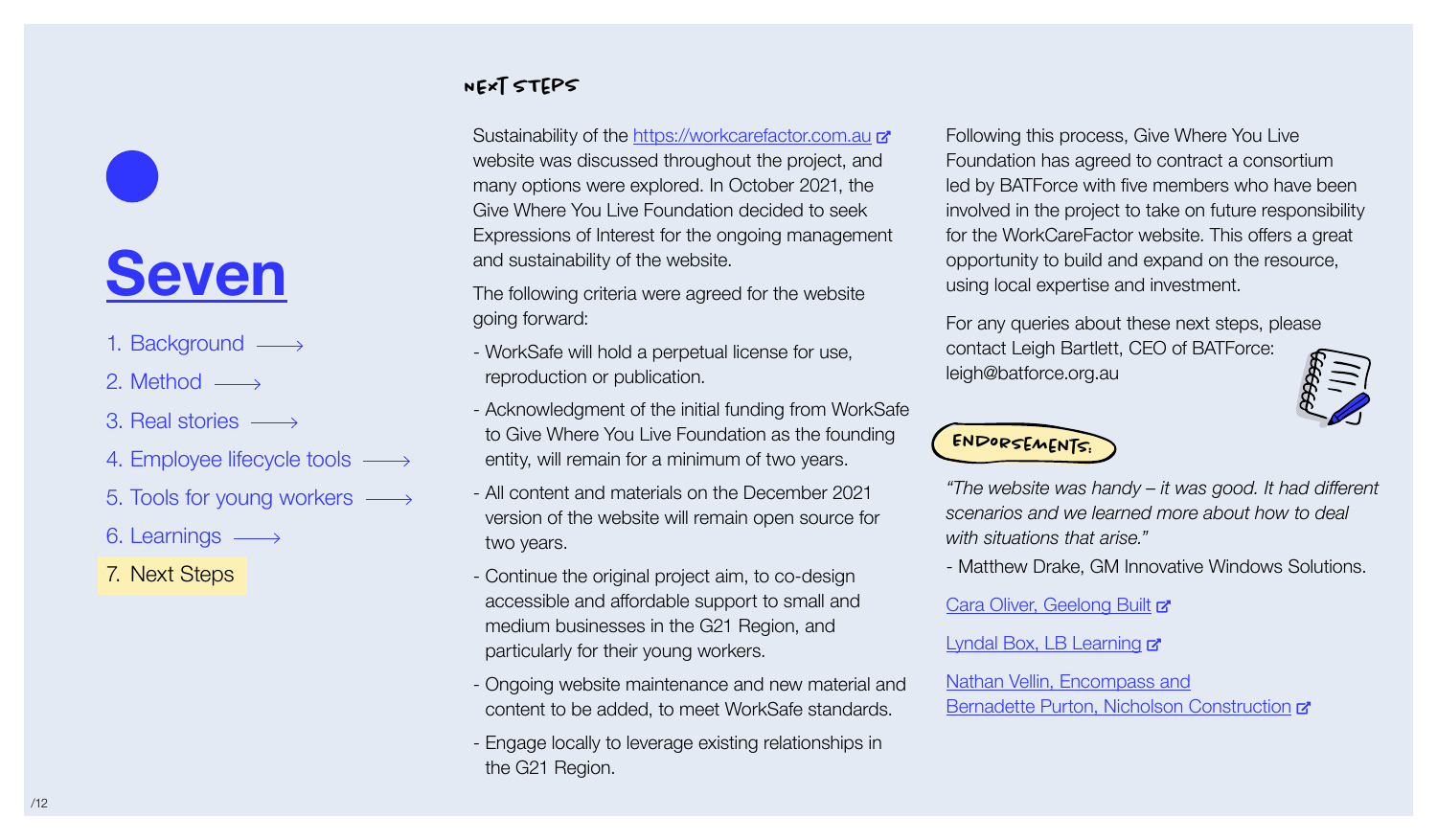# Seven

1. Background
2. Method
3. Real stories
4. Employee lifecycle tools
5. Tools for young workers
6. Learnings
7. Next Steps

## Next Steps

Sustainability of the https://workcarefactor.com.au website was discussed throughout the project, and many options were explored. In October 2021, the Give Where You Live Foundation decided to seek Expressions of Interest for the ongoing management and sustainability of the website.

The following criteria were agreed for the website going forward:

- WorkSafe will hold a perpetual license for use, reproduction or publication.
- Acknowledgment of the initial funding from WorkSafe to Give Where You Live Foundation as the founding entity, will remain for a minimum of two years.
- All content and materials on the December 2021 version of the website will remain open source for two years.
- Continue the original project aim, to co-design accessible and affordable support to small and medium businesses in the G21 Region, and particularly for their young workers.
- Ongoing website maintenance and new material and content to be added, to meet WorkSafe standards.
- Engage locally to leverage existing relationships in the G21 Region.

Following this process, Give Where You Live Foundation has agreed to contract a consortium led by BATForce with five members who have been involved in the project to take on future responsibility for the WorkCareFactor website. This offers a great opportunity to build and expand on the resource, using local expertise and investment.

For any queries about these next steps, please contact Leigh Bartlett, CEO of BATForce: leigh@batforce.org.au

### Endorsements:

*"The website was handy – it was good. It had different scenarios and we learned more about how to deal with situations that arise."*

- Matthew Drake, GM Innovative Windows Solutions.

Cara Oliver, Geelong Built

Lyndal Box, LB Learning

Nathan Vellin, Encompass and Bernadette Purton, Nicholson Construction